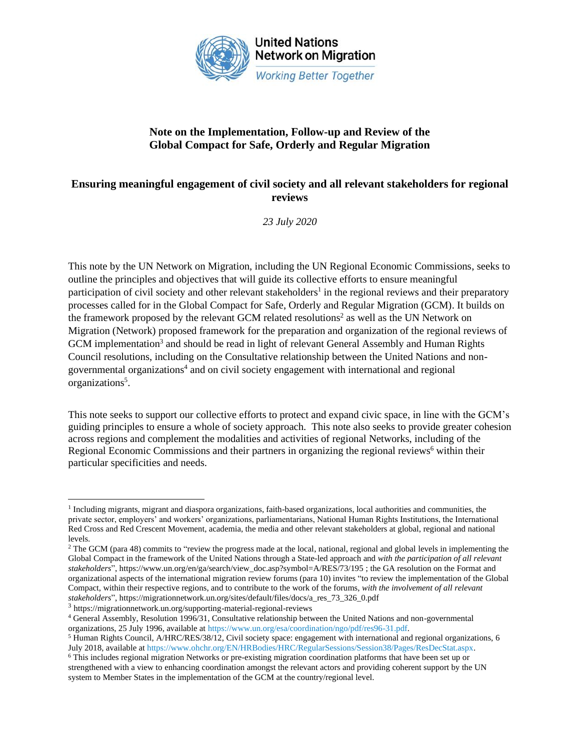United Nations
Network on Migration
*Working Better Together*

# Note on the Implementation, Follow-up and Review of the Global Compact for Safe, Orderly and Regular Migration

## Ensuring meaningful engagement of civil society and all relevant stakeholders for regional reviews

*23 July 2020*

This note by the UN Network on Migration, including the UN Regional Economic Commissions, seeks to outline the principles and objectives that will guide its collective efforts to ensure meaningful participation of civil society and other relevant stakeholders[1] in the regional reviews and their preparatory processes called for in the Global Compact for Safe, Orderly and Regular Migration (GCM). It builds on the framework proposed by the relevant GCM related resolutions[2] as well as the UN Network on Migration (Network) proposed framework for the preparation and organization of the regional reviews of GCM implementation[3] and should be read in light of relevant General Assembly and Human Rights Council resolutions, including on the Consultative relationship between the United Nations and non-governmental organizations[4] and on civil society engagement with international and regional organizations[5].

This note seeks to support our collective efforts to protect and expand civic space, in line with the GCM's guiding principles to ensure a whole of society approach. This note also seeks to provide greater cohesion across regions and complement the modalities and activities of regional Networks, including of the Regional Economic Commissions and their partners in organizing the regional reviews[6] within their particular specificities and needs.

---

[1] Including migrants, migrant and diaspora organizations, faith-based organizations, local authorities and communities, the private sector, employers' and workers' organizations, parliamentarians, National Human Rights Institutions, the International Red Cross and Red Crescent Movement, academia, the media and other relevant stakeholders at global, regional and national levels.

[2] The GCM (para 48) commits to "review the progress made at the local, national, regional and global levels in implementing the Global Compact in the framework of the United Nations through a State-led approach and *with the participation of all relevant stakeholders*", https://www.un.org/en/ga/search/view_doc.asp?symbol=A/RES/73/195 ; the GA resolution on the Format and organizational aspects of the international migration review forums (para 10) invites "to review the implementation of the Global Compact, within their respective regions, and to contribute to the work of the forums, *with the involvement of all relevant stakeholders*", https://migrationnetwork.un.org/sites/default/files/docs/a_res_73_326_0.pdf

[3] https://migrationnetwork.un.org/supporting-material-regional-reviews

[4] General Assembly, Resolution 1996/31, Consultative relationship between the United Nations and non-governmental organizations, 25 July 1996, available at https://www.un.org/esa/coordination/ngo/pdf/res96-31.pdf.

[5] Human Rights Council, A/HRC/RES/38/12, Civil society space: engagement with international and regional organizations, 6 July 2018, available at https://www.ohchr.org/EN/HRBodies/HRC/RegularSessions/Session38/Pages/ResDecStat.aspx.

[6] This includes regional migration Networks or pre-existing migration coordination platforms that have been set up or strengthened with a view to enhancing coordination amongst the relevant actors and providing coherent support by the UN system to Member States in the implementation of the GCM at the country/regional level.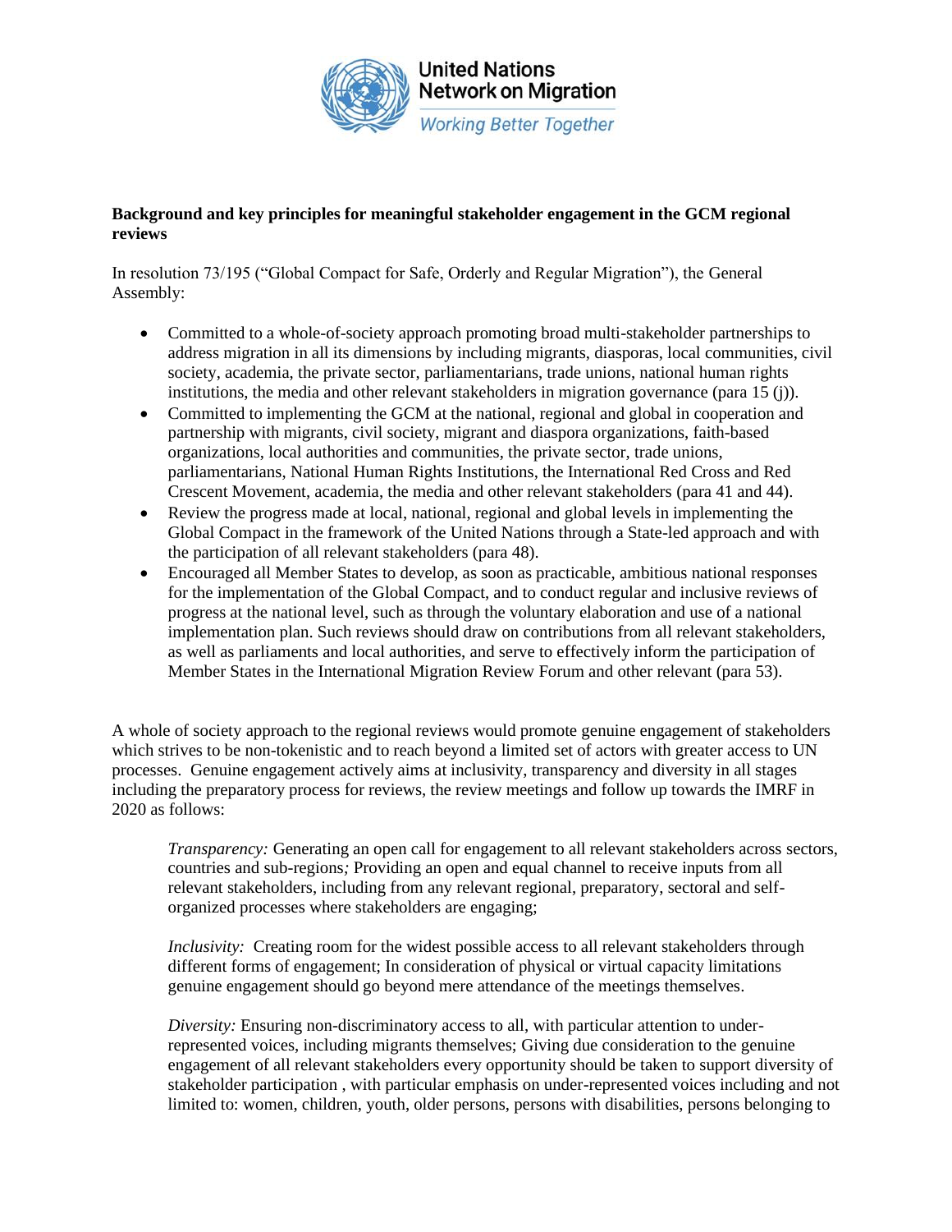**Background and key principles for meaningful stakeholder engagement in the GCM regional reviews**

In resolution 73/195 ("Global Compact for Safe, Orderly and Regular Migration"), the General Assembly:

- Committed to a whole-of-society approach promoting broad multi-stakeholder partnerships to address migration in all its dimensions by including migrants, diasporas, local communities, civil society, academia, the private sector, parliamentarians, trade unions, national human rights institutions, the media and other relevant stakeholders in migration governance (para 15 (j)).
- Committed to implementing the GCM at the national, regional and global in cooperation and partnership with migrants, civil society, migrant and diaspora organizations, faith-based organizations, local authorities and communities, the private sector, trade unions, parliamentarians, National Human Rights Institutions, the International Red Cross and Red Crescent Movement, academia, the media and other relevant stakeholders (para 41 and 44).
- Review the progress made at local, national, regional and global levels in implementing the Global Compact in the framework of the United Nations through a State-led approach and with the participation of all relevant stakeholders (para 48).
- Encouraged all Member States to develop, as soon as practicable, ambitious national responses for the implementation of the Global Compact, and to conduct regular and inclusive reviews of progress at the national level, such as through the voluntary elaboration and use of a national implementation plan. Such reviews should draw on contributions from all relevant stakeholders, as well as parliaments and local authorities, and serve to effectively inform the participation of Member States in the International Migration Review Forum and other relevant (para 53).

A whole of society approach to the regional reviews would promote genuine engagement of stakeholders which strives to be non-tokenistic and to reach beyond a limited set of actors with greater access to UN processes. Genuine engagement actively aims at inclusivity, transparency and diversity in all stages including the preparatory process for reviews, the review meetings and follow up towards the IMRF in 2020 as follows:

> *Transparency:* Generating an open call for engagement to all relevant stakeholders across sectors, countries and sub-regions*;* Providing an open and equal channel to receive inputs from all relevant stakeholders, including from any relevant regional, preparatory, sectoral and self-organized processes where stakeholders are engaging;
>
> *Inclusivity:* Creating room for the widest possible access to all relevant stakeholders through different forms of engagement; In consideration of physical or virtual capacity limitations genuine engagement should go beyond mere attendance of the meetings themselves.
>
> *Diversity:* Ensuring non-discriminatory access to all, with particular attention to under-represented voices, including migrants themselves; Giving due consideration to the genuine engagement of all relevant stakeholders every opportunity should be taken to support diversity of stakeholder participation , with particular emphasis on under-represented voices including and not limited to: women, children, youth, older persons, persons with disabilities, persons belonging to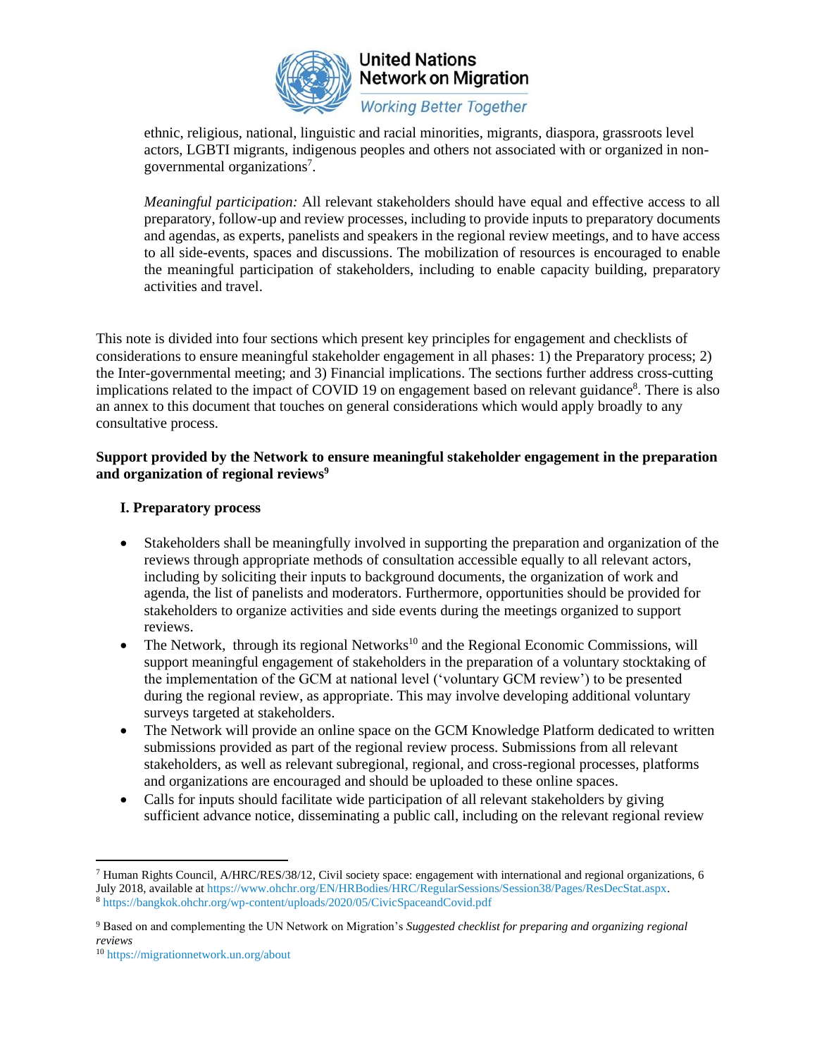ethnic, religious, national, linguistic and racial minorities, migrants, diaspora, grassroots level actors, LGBTI migrants, indigenous peoples and others not associated with or organized in non-governmental organizations[7].

*Meaningful participation:* All relevant stakeholders should have equal and effective access to all preparatory, follow-up and review processes, including to provide inputs to preparatory documents and agendas, as experts, panelists and speakers in the regional review meetings, and to have access to all side-events, spaces and discussions. The mobilization of resources is encouraged to enable the meaningful participation of stakeholders, including to enable capacity building, preparatory activities and travel.

This note is divided into four sections which present key principles for engagement and checklists of considerations to ensure meaningful stakeholder engagement in all phases: 1) the Preparatory process; 2) the Inter-governmental meeting; and 3) Financial implications. The sections further address cross-cutting implications related to the impact of COVID 19 on engagement based on relevant guidance[8]. There is also an annex to this document that touches on general considerations which would apply broadly to any consultative process.

**Support provided by the Network to ensure meaningful stakeholder engagement in the preparation and organization of regional reviews[9]**

### I. Preparatory process

- Stakeholders shall be meaningfully involved in supporting the preparation and organization of the reviews through appropriate methods of consultation accessible equally to all relevant actors, including by soliciting their inputs to background documents, the organization of work and agenda, the list of panelists and moderators. Furthermore, opportunities should be provided for stakeholders to organize activities and side events during the meetings organized to support reviews.
- The Network, through its regional Networks[10] and the Regional Economic Commissions, will support meaningful engagement of stakeholders in the preparation of a voluntary stocktaking of the implementation of the GCM at national level ('voluntary GCM review') to be presented during the regional review, as appropriate. This may involve developing additional voluntary surveys targeted at stakeholders.
- The Network will provide an online space on the GCM Knowledge Platform dedicated to written submissions provided as part of the regional review process. Submissions from all relevant stakeholders, as well as relevant subregional, regional, and cross-regional processes, platforms and organizations are encouraged and should be uploaded to these online spaces.
- Calls for inputs should facilitate wide participation of all relevant stakeholders by giving sufficient advance notice, disseminating a public call, including on the relevant regional review

---

[7] Human Rights Council, A/HRC/RES/38/12, Civil society space: engagement with international and regional organizations, 6 July 2018, available at https://www.ohchr.org/EN/HRBodies/HRC/RegularSessions/Session38/Pages/ResDecStat.aspx.

[8] https://bangkok.ohchr.org/wp-content/uploads/2020/05/CivicSpaceandCovid.pdf

[9] Based on and complementing the UN Network on Migration's *Suggested checklist for preparing and organizing regional reviews*

[10] https://migrationnetwork.un.org/about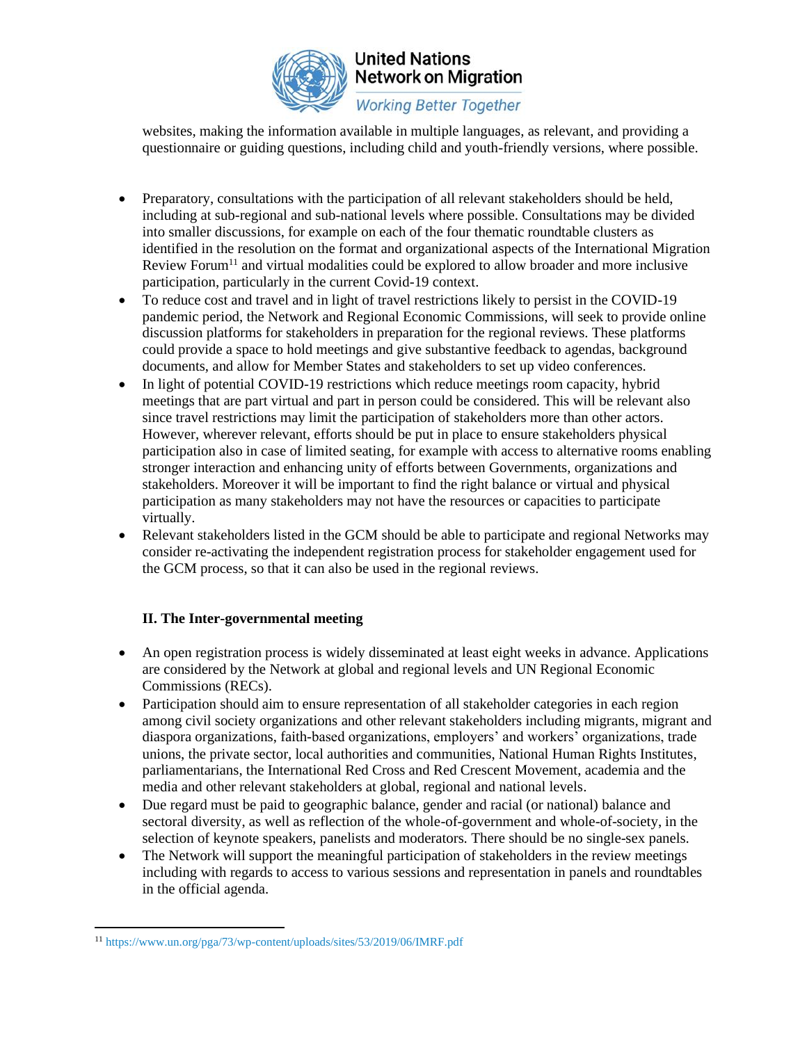websites, making the information available in multiple languages, as relevant, and providing a questionnaire or guiding questions, including child and youth-friendly versions, where possible.

- Preparatory, consultations with the participation of all relevant stakeholders should be held, including at sub-regional and sub-national levels where possible. Consultations may be divided into smaller discussions, for example on each of the four thematic roundtable clusters as identified in the resolution on the format and organizational aspects of the International Migration Review Forum[11] and virtual modalities could be explored to allow broader and more inclusive participation, particularly in the current Covid-19 context.
- To reduce cost and travel and in light of travel restrictions likely to persist in the COVID-19 pandemic period, the Network and Regional Economic Commissions, will seek to provide online discussion platforms for stakeholders in preparation for the regional reviews. These platforms could provide a space to hold meetings and give substantive feedback to agendas, background documents, and allow for Member States and stakeholders to set up video conferences.
- In light of potential COVID-19 restrictions which reduce meetings room capacity, hybrid meetings that are part virtual and part in person could be considered. This will be relevant also since travel restrictions may limit the participation of stakeholders more than other actors. However, wherever relevant, efforts should be put in place to ensure stakeholders physical participation also in case of limited seating, for example with access to alternative rooms enabling stronger interaction and enhancing unity of efforts between Governments, organizations and stakeholders. Moreover it will be important to find the right balance or virtual and physical participation as many stakeholders may not have the resources or capacities to participate virtually.
- Relevant stakeholders listed in the GCM should be able to participate and regional Networks may consider re-activating the independent registration process for stakeholder engagement used for the GCM process, so that it can also be used in the regional reviews.

**II. The Inter-governmental meeting**

- An open registration process is widely disseminated at least eight weeks in advance. Applications are considered by the Network at global and regional levels and UN Regional Economic Commissions (RECs).
- Participation should aim to ensure representation of all stakeholder categories in each region among civil society organizations and other relevant stakeholders including migrants, migrant and diaspora organizations, faith-based organizations, employers' and workers' organizations, trade unions, the private sector, local authorities and communities, National Human Rights Institutes, parliamentarians, the International Red Cross and Red Crescent Movement, academia and the media and other relevant stakeholders at global, regional and national levels.
- Due regard must be paid to geographic balance, gender and racial (or national) balance and sectoral diversity, as well as reflection of the whole-of-government and whole-of-society, in the selection of keynote speakers, panelists and moderators. There should be no single-sex panels.
- The Network will support the meaningful participation of stakeholders in the review meetings including with regards to access to various sessions and representation in panels and roundtables in the official agenda.

---

[11] https://www.un.org/pga/73/wp-content/uploads/sites/53/2019/06/IMRF.pdf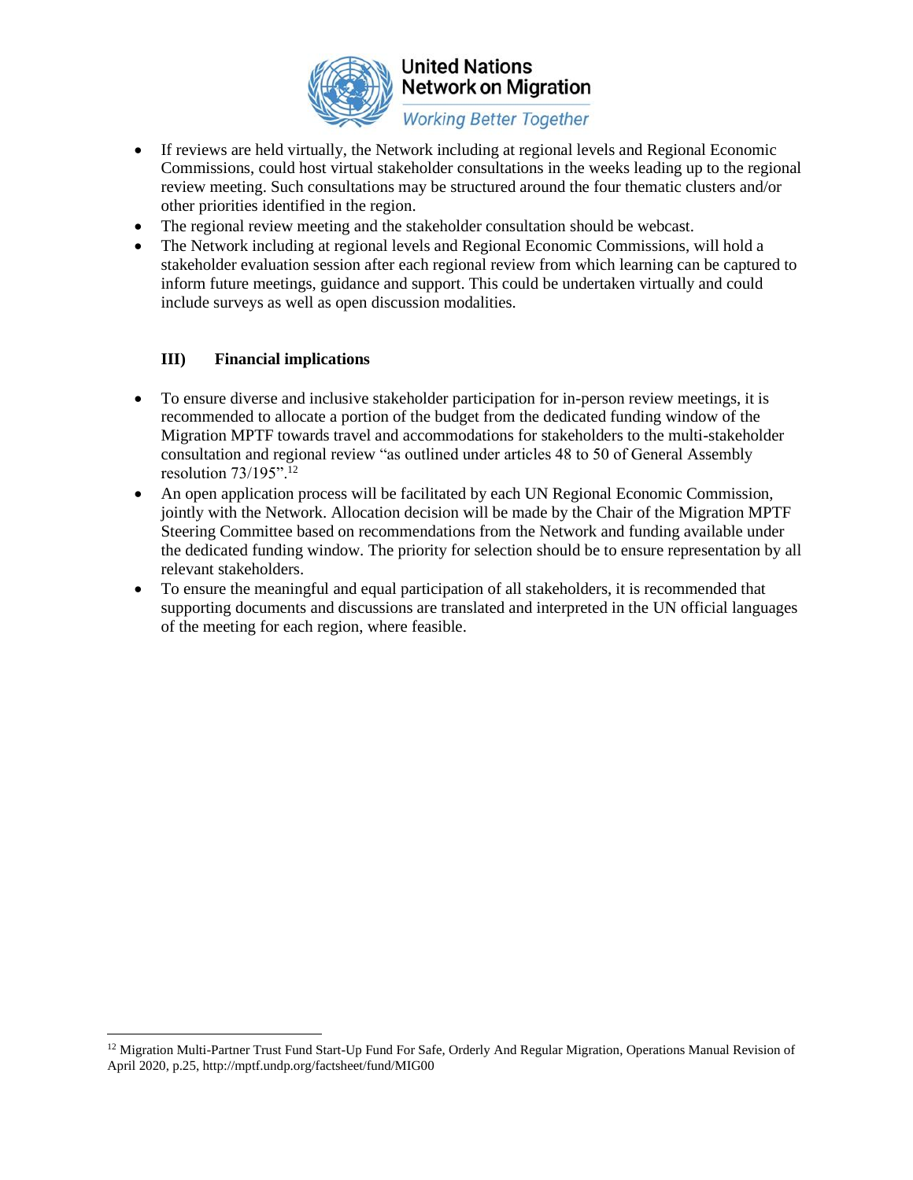- If reviews are held virtually, the Network including at regional levels and Regional Economic Commissions, could host virtual stakeholder consultations in the weeks leading up to the regional review meeting. Such consultations may be structured around the four thematic clusters and/or other priorities identified in the region.
- The regional review meeting and the stakeholder consultation should be webcast.
- The Network including at regional levels and Regional Economic Commissions, will hold a stakeholder evaluation session after each regional review from which learning can be captured to inform future meetings, guidance and support. This could be undertaken virtually and could include surveys as well as open discussion modalities.

### III) Financial implications

- To ensure diverse and inclusive stakeholder participation for in-person review meetings, it is recommended to allocate a portion of the budget from the dedicated funding window of the Migration MPTF towards travel and accommodations for stakeholders to the multi-stakeholder consultation and regional review "as outlined under articles 48 to 50 of General Assembly resolution 73/195".[12]
- An open application process will be facilitated by each UN Regional Economic Commission, jointly with the Network. Allocation decision will be made by the Chair of the Migration MPTF Steering Committee based on recommendations from the Network and funding available under the dedicated funding window. The priority for selection should be to ensure representation by all relevant stakeholders.
- To ensure the meaningful and equal participation of all stakeholders, it is recommended that supporting documents and discussions are translated and interpreted in the UN official languages of the meeting for each region, where feasible.

---

[12] Migration Multi-Partner Trust Fund Start-Up Fund For Safe, Orderly And Regular Migration, Operations Manual Revision of April 2020, p.25, http://mptf.undp.org/factsheet/fund/MIG00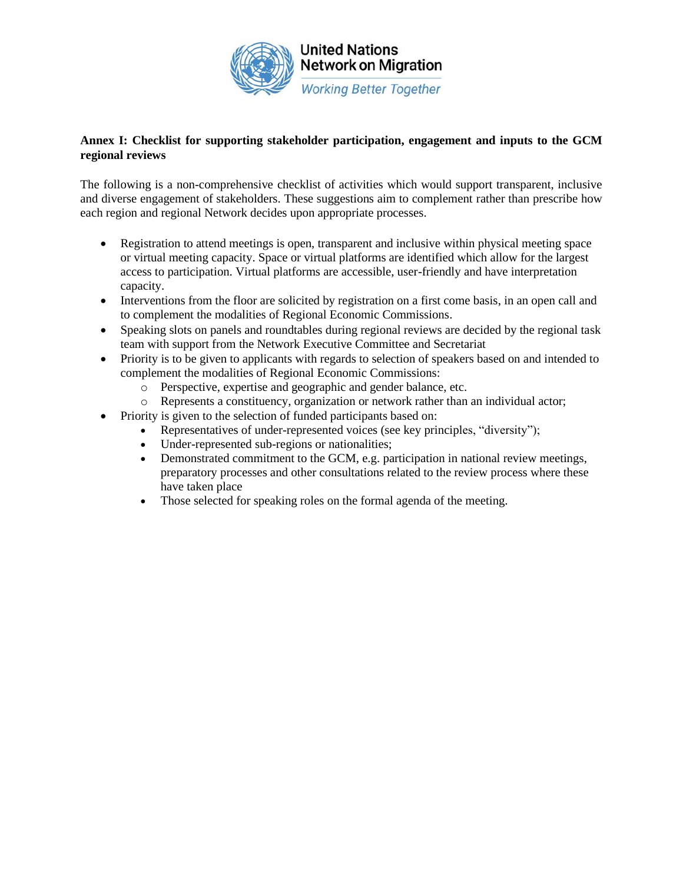**Annex I: Checklist for supporting stakeholder participation, engagement and inputs to the GCM regional reviews**

The following is a non-comprehensive checklist of activities which would support transparent, inclusive and diverse engagement of stakeholders. These suggestions aim to complement rather than prescribe how each region and regional Network decides upon appropriate processes.

- Registration to attend meetings is open, transparent and inclusive within physical meeting space or virtual meeting capacity. Space or virtual platforms are identified which allow for the largest access to participation. Virtual platforms are accessible, user-friendly and have interpretation capacity.
- Interventions from the floor are solicited by registration on a first come basis, in an open call and to complement the modalities of Regional Economic Commissions.
- Speaking slots on panels and roundtables during regional reviews are decided by the regional task team with support from the Network Executive Committee and Secretariat
- Priority is to be given to applicants with regards to selection of speakers based on and intended to complement the modalities of Regional Economic Commissions:
  - Perspective, expertise and geographic and gender balance, etc.
  - Represents a constituency, organization or network rather than an individual actor;
- Priority is given to the selection of funded participants based on:
  - Representatives of under-represented voices (see key principles, "diversity");
  - Under-represented sub-regions or nationalities;
  - Demonstrated commitment to the GCM, e.g. participation in national review meetings, preparatory processes and other consultations related to the review process where these have taken place
  - Those selected for speaking roles on the formal agenda of the meeting.